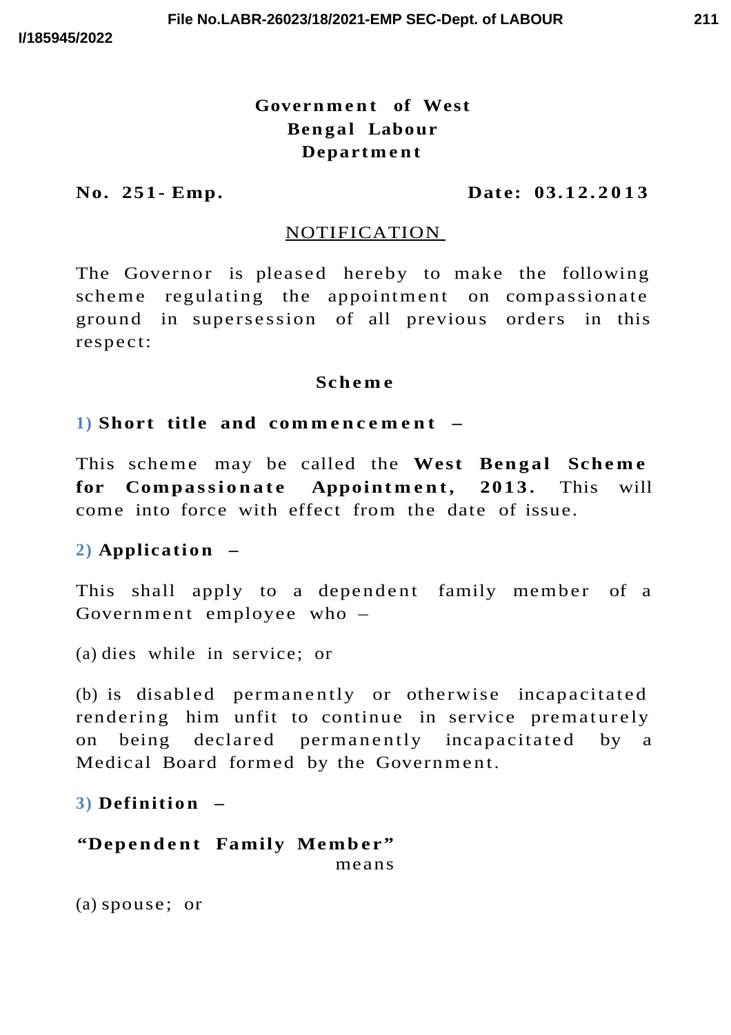# Government of West Bengal Labour Department

**No. 251- Emp.** **Date: 03.12.2013**

## NOTIFICATION

The Governor is pleased hereby to make the following scheme regulating the appointment on compassionate ground in supersession of all previous orders in this respect:

## Scheme

### 1) Short title and commencement –

This scheme may be called the **West Bengal Scheme for Compassionate Appointment, 2013.** This will come into force with effect from the date of issue.

### 2) Application –

This shall apply to a dependent family member of a Government employee who –

(a) dies while in service; or

(b) is disabled permanently or otherwise incapacitated rendering him unfit to continue in service prematurely on being declared permanently incapacitated by a Medical Board formed by the Government.

### 3) Definition –

**"Dependent Family Member"** means

(a) spouse; or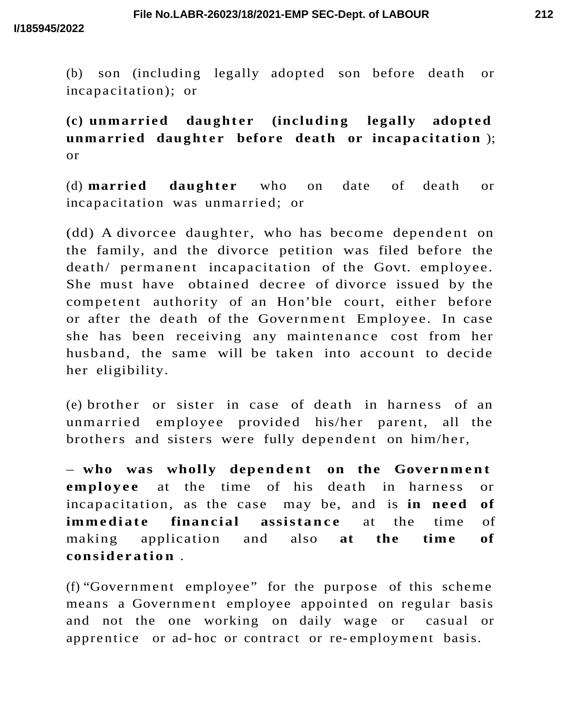(b) son (including legally adopted son before death or incapacitation); or

**(c) unmarried daughter (including legally adopted unmarried daughter before death or incapacitation** ); or

(d) **married daughter** who on date of death or incapacitation was unmarried; or

(dd) A divorcee daughter, who has become dependent on the family, and the divorce petition was filed before the death/ permanent incapacitation of the Govt. employee. She must have obtained decree of divorce issued by the competent authority of an Hon'ble court, either before or after the death of the Government Employee. In case she has been receiving any maintenance cost from her husband, the same will be taken into account to decide her eligibility.

(e) brother or sister in case of death in harness of an unmarried employee provided his/her parent, all the brothers and sisters were fully dependent on him/her,

– **who was wholly dependent on the Government employee** at the time of his death in harness or incapacitation, as the case may be, and is **in need of immediate financial assistance** at the time of making application and also **at the time of consideration** .

(f) "Government employee" for the purpose of this scheme means a Government employee appointed on regular basis and not the one working on daily wage or casual or apprentice or ad-hoc or contract or re-employment basis.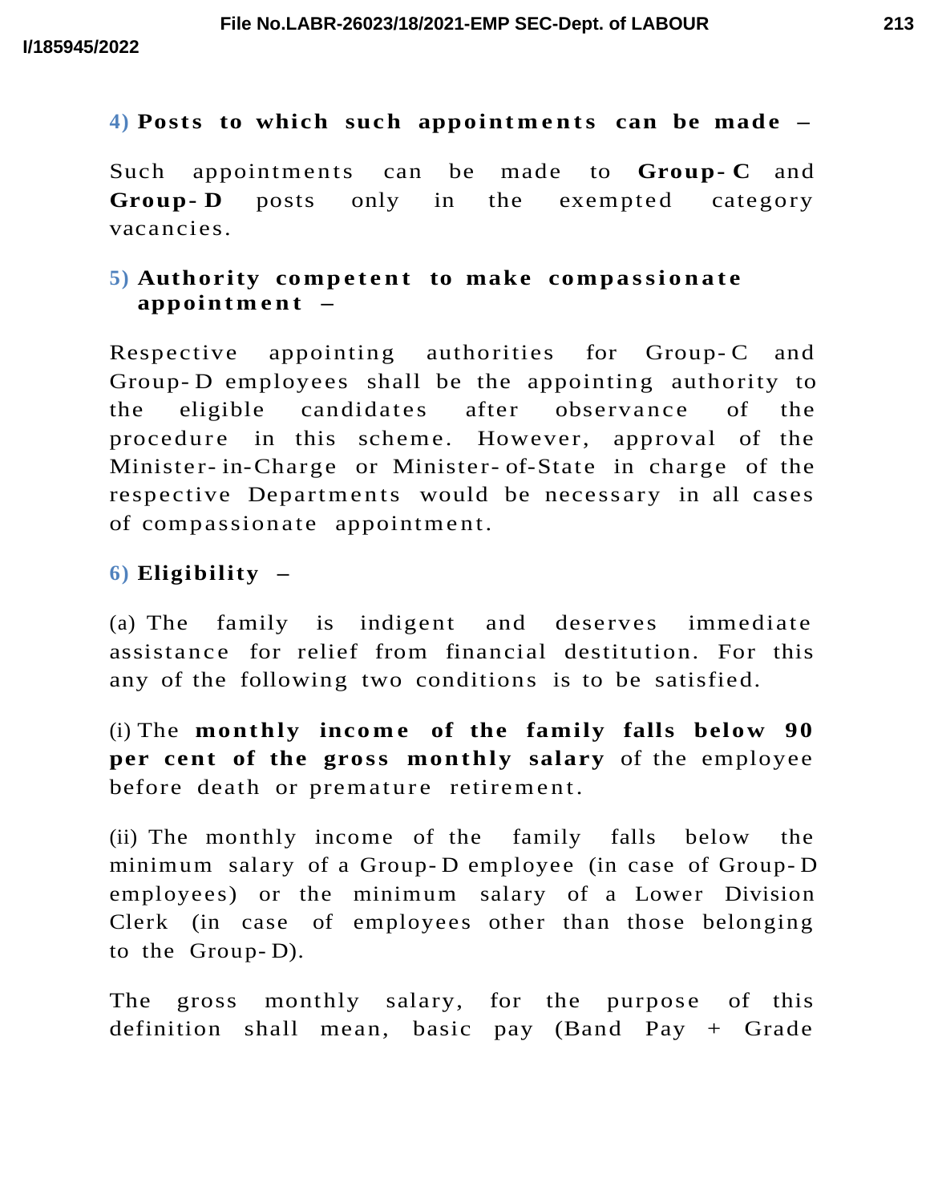**4) Posts to which such appointments can be made –**

Such appointments can be made to **Group- C** and **Group- D** posts only in the exempted category vacancies.

**5) Authority competent to make compassionate appointment –**

Respective appointing authorities for Group- C and Group- D employees shall be the appointing authority to the eligible candidates after observance of the procedure in this scheme. However, approval of the Minister- in-Charge or Minister- of-State in charge of the respective Departments would be necessary in all cases of compassionate appointment.

**6) Eligibility –**

(a) The family is indigent and deserves immediate assistance for relief from financial destitution. For this any of the following two conditions is to be satisfied.

(i) The **monthly income of the family falls below 90 per cent of the gross monthly salary** of the employee before death or premature retirement.

(ii) The monthly income of the family falls below the minimum salary of a Group- D employee (in case of Group- D employees) or the minimum salary of a Lower Division Clerk (in case of employees other than those belonging to the Group- D).

The gross monthly salary, for the purpose of this definition shall mean, basic pay (Band Pay + Grade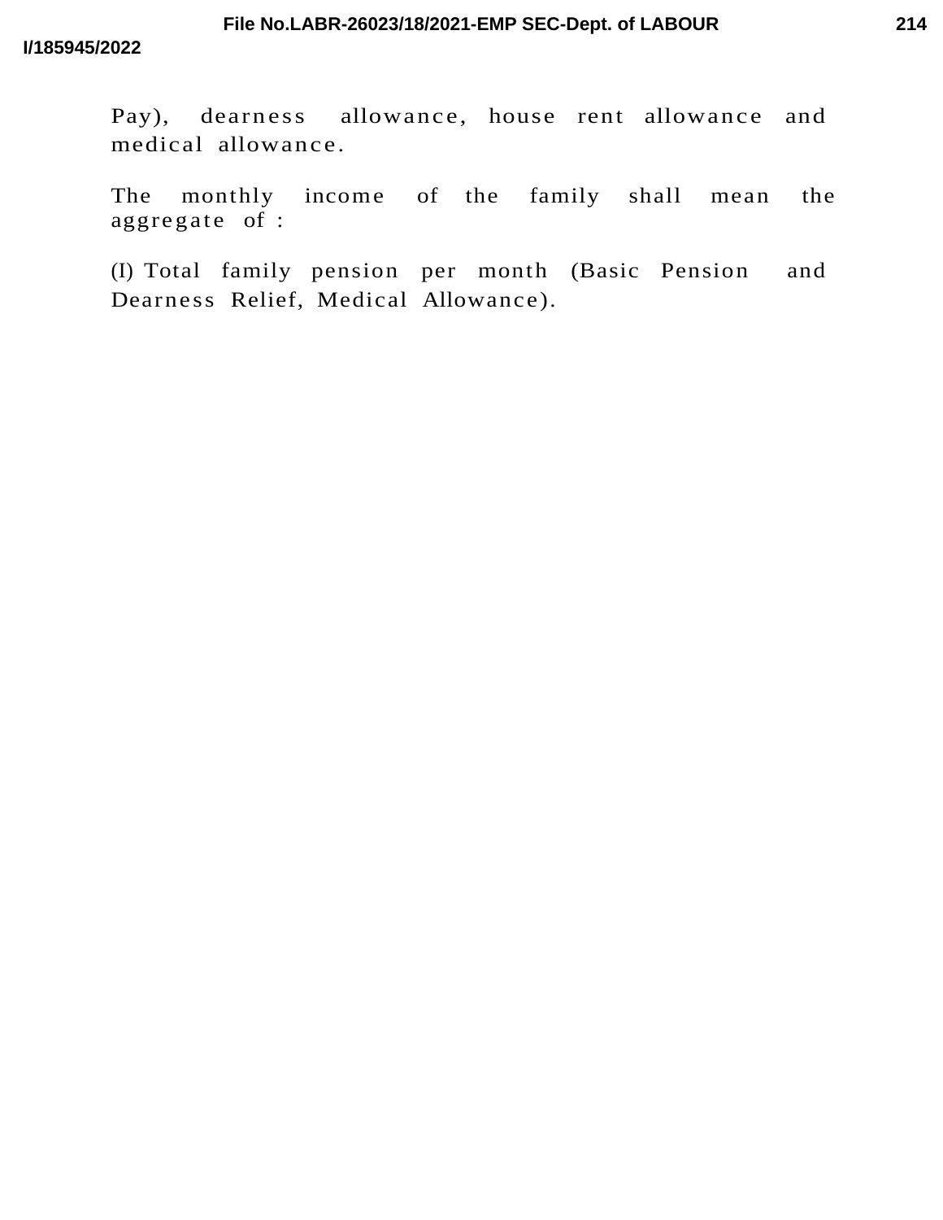Pay), dearness allowance, house rent allowance and medical allowance.

The monthly income of the family shall mean the aggregate of :

(I) Total family pension per month (Basic Pension and Dearness Relief, Medical Allowance).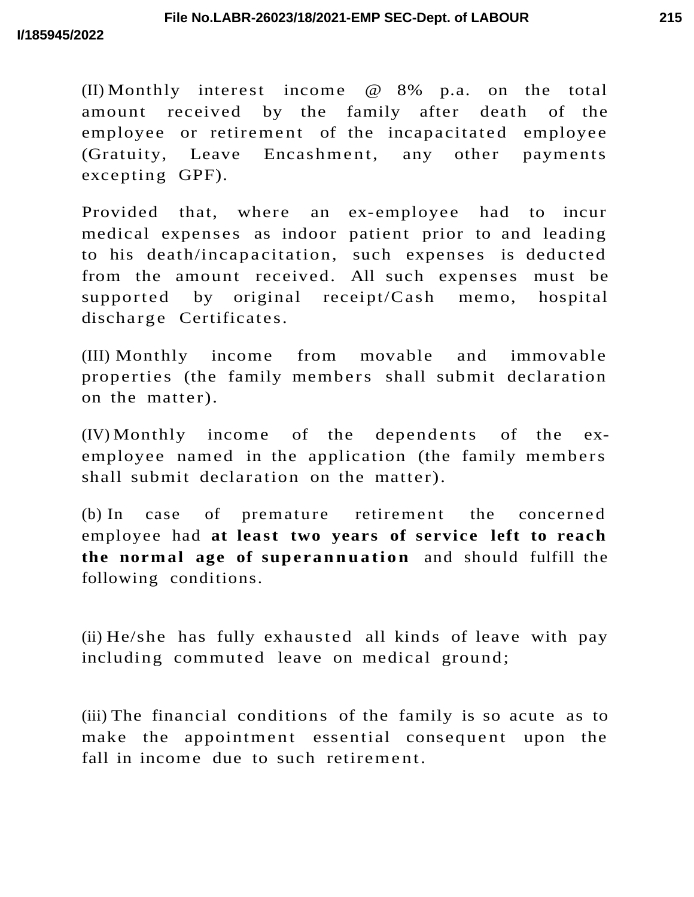(II) Monthly interest income @ 8% p.a. on the total amount received by the family after death of the employee or retirement of the incapacitated employee (Gratuity, Leave Encashment, any other payments excepting GPF).

Provided that, where an ex-employee had to incur medical expenses as indoor patient prior to and leading to his death/incapacitation, such expenses is deducted from the amount received. All such expenses must be supported by original receipt/Cash memo, hospital discharge Certificates.

(III) Monthly income from movable and immovable properties (the family members shall submit declaration on the matter).

(IV) Monthly income of the dependents of the ex-employee named in the application (the family members shall submit declaration on the matter).

(b) In case of premature retirement the concerned employee had **at least two years of service left to reach the normal age of superannuation** and should fulfill the following conditions.

(ii) He/she has fully exhausted all kinds of leave with pay including commuted leave on medical ground;

(iii) The financial conditions of the family is so acute as to make the appointment essential consequent upon the fall in income due to such retirement.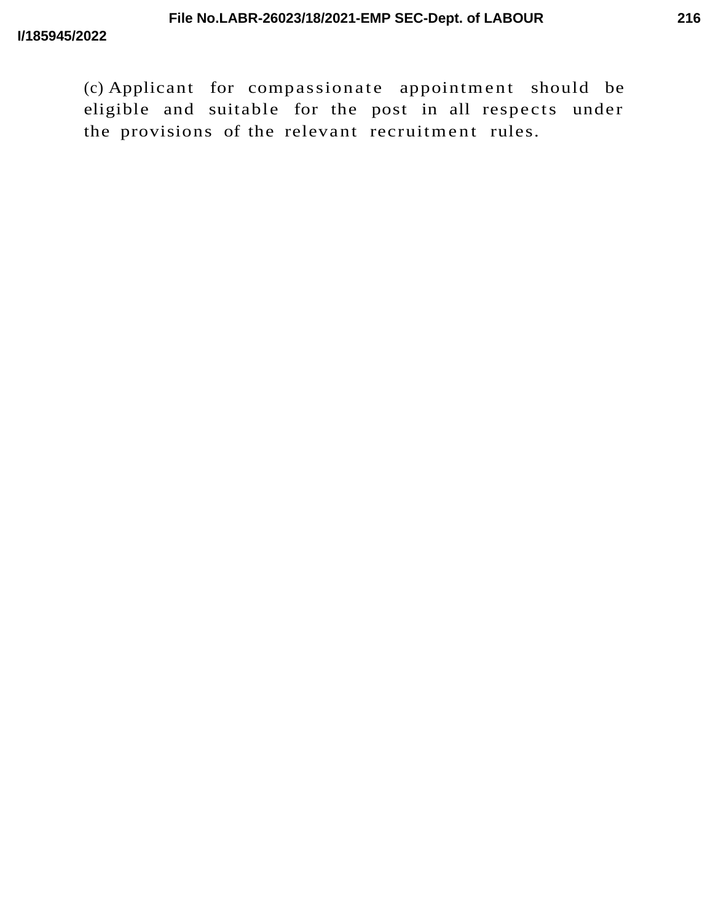(c) Applicant for compassionate appointment should be eligible and suitable for the post in all respects under the provisions of the relevant recruitment rules.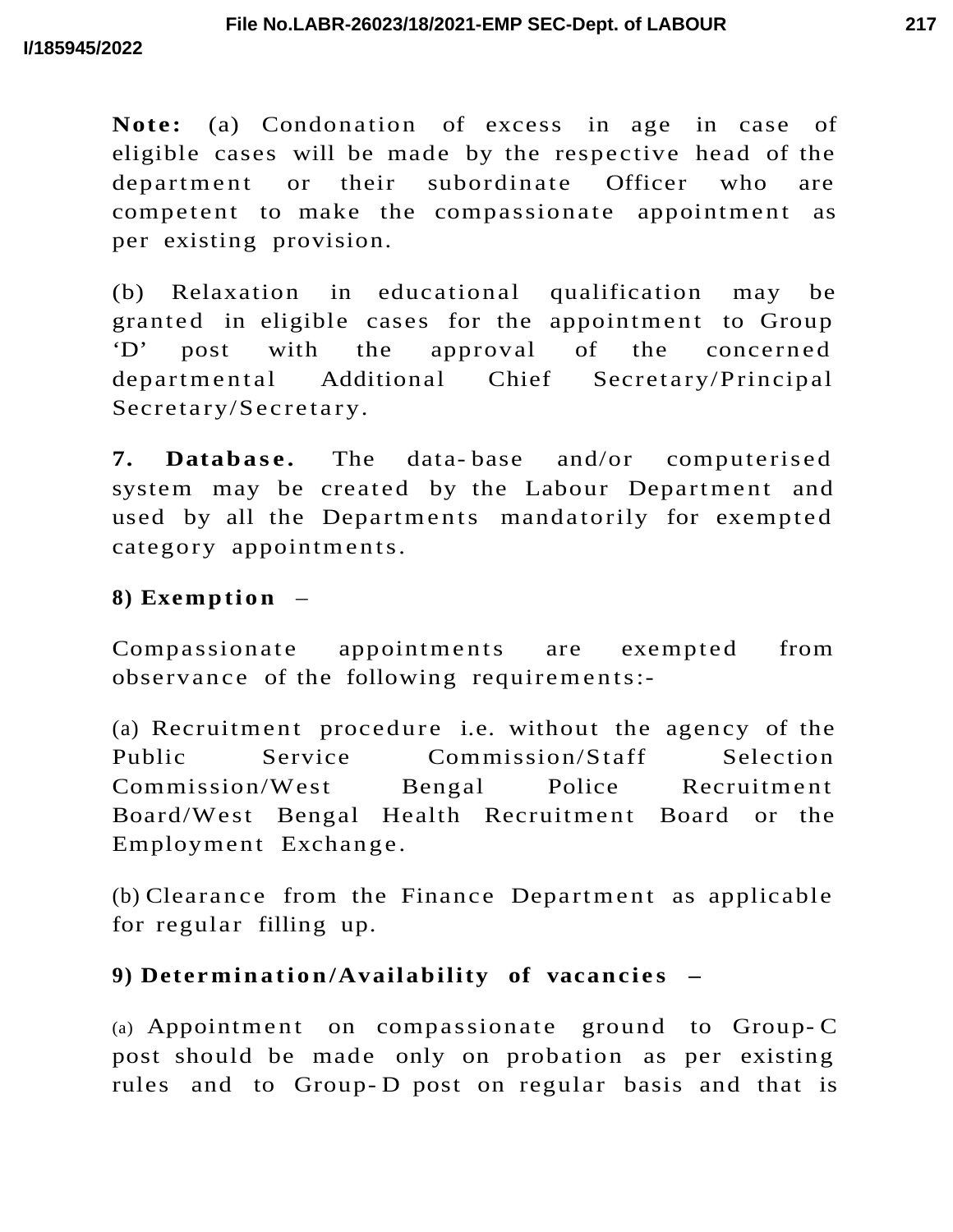**Note:** (a) Condonation of excess in age in case of eligible cases will be made by the respective head of the department or their subordinate Officer who are competent to make the compassionate appointment as per existing provision.

(b) Relaxation in educational qualification may be granted in eligible cases for the appointment to Group 'D' post with the approval of the concerned departmental Additional Chief Secretary/Principal Secretary/Secretary.

**7. Database.** The data-base and/or computerised system may be created by the Labour Department and used by all the Departments mandatorily for exempted category appointments.

**8) Exemption** –

Compassionate appointments are exempted from observance of the following requirements:-

(a) Recruitment procedure i.e. without the agency of the Public Service Commission/Staff Selection Commission/West Bengal Police Recruitment Board/West Bengal Health Recruitment Board or the Employment Exchange.

(b) Clearance from the Finance Department as applicable for regular filling up.

**9) Determination/Availability of vacancies** –

(a) Appointment on compassionate ground to Group-C post should be made only on probation as per existing rules and to Group-D post on regular basis and that is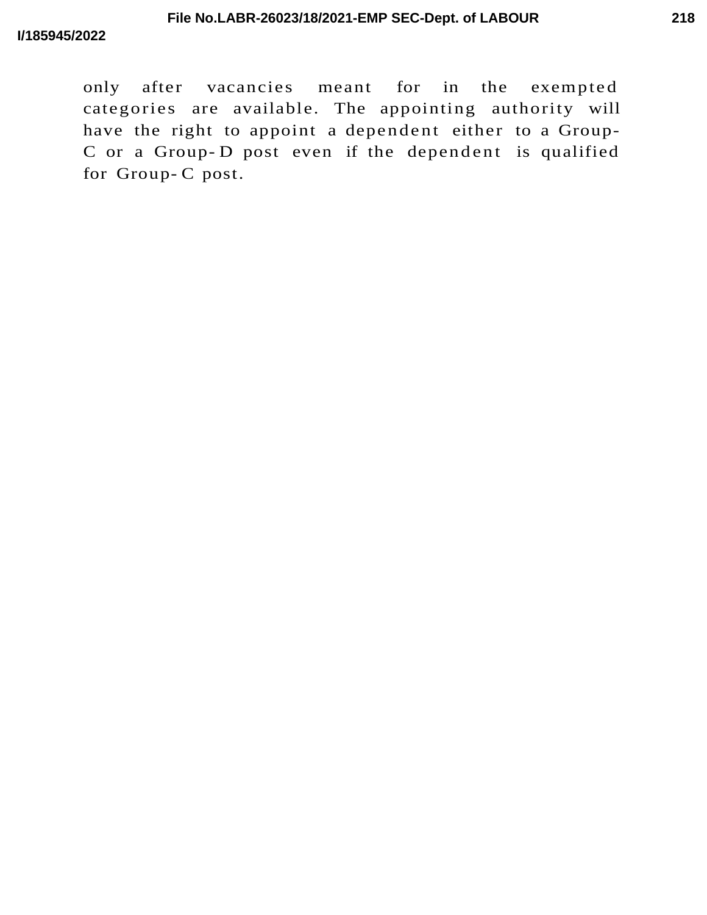only after vacancies meant for in the exempted categories are available. The appointing authority will have the right to appoint a dependent either to a Group-C or a Group-D post even if the dependent is qualified for Group-C post.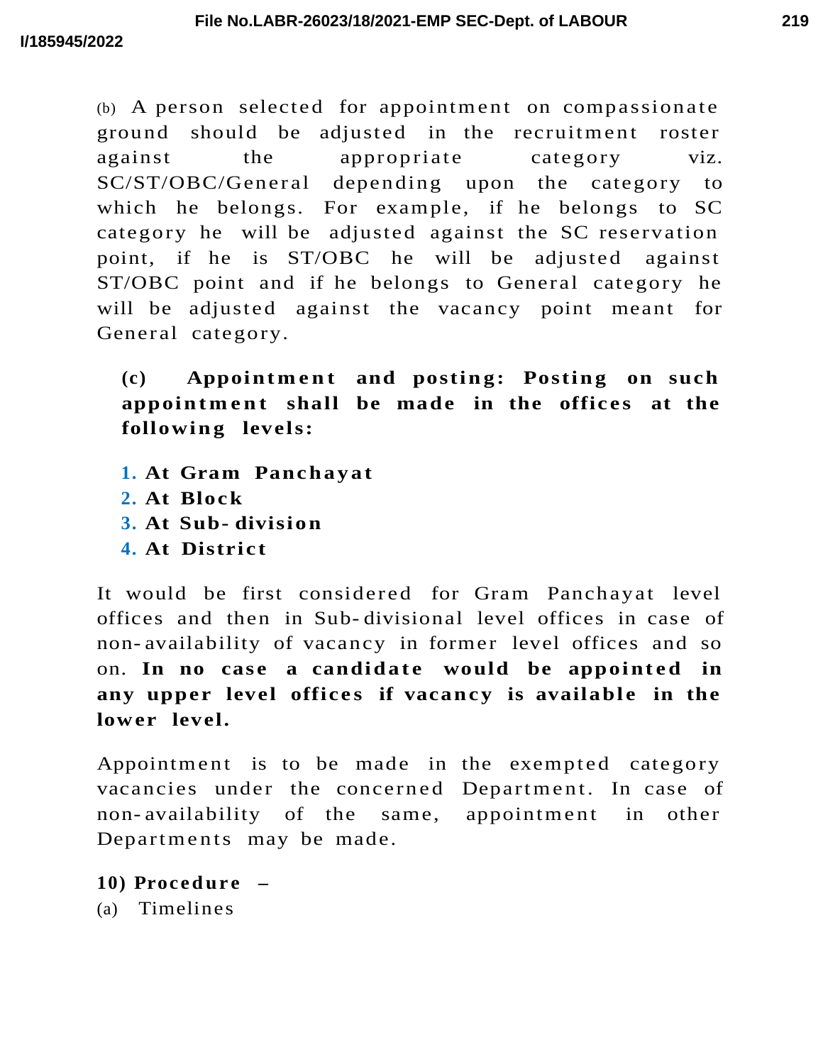(b) A person selected for appointment on compassionate ground should be adjusted in the recruitment roster against the appropriate category viz. SC/ST/OBC/General depending upon the category to which he belongs. For example, if he belongs to SC category he will be adjusted against the SC reservation point, if he is ST/OBC he will be adjusted against ST/OBC point and if he belongs to General category he will be adjusted against the vacancy point meant for General category.

**(c) Appointment and posting: Posting on such appointment shall be made in the offices at the following levels:**

1. **At Gram Panchayat**
2. **At Block**
3. **At Sub-division**
4. **At District**

It would be first considered for Gram Panchayat level offices and then in Sub-divisional level offices in case of non-availability of vacancy in former level offices and so on. **In no case a candidate would be appointed in any upper level offices if vacancy is available in the lower level.**

Appointment is to be made in the exempted category vacancies under the concerned Department. In case of non-availability of the same, appointment in other Departments may be made.

**10) Procedure –**

(a) Timelines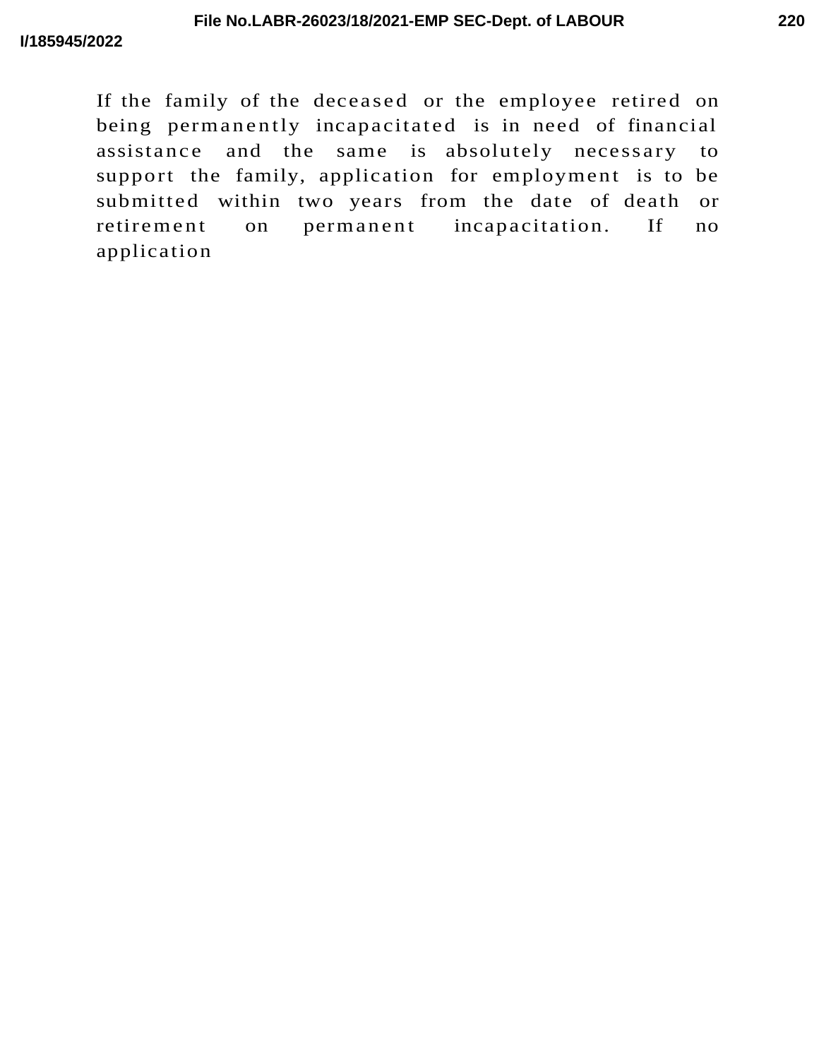If the family of the deceased or the employee retired on being permanently incapacitated is in need of financial assistance and the same is absolutely necessary to support the family, application for employment is to be submitted within two years from the date of death or retirement on permanent incapacitation. If no application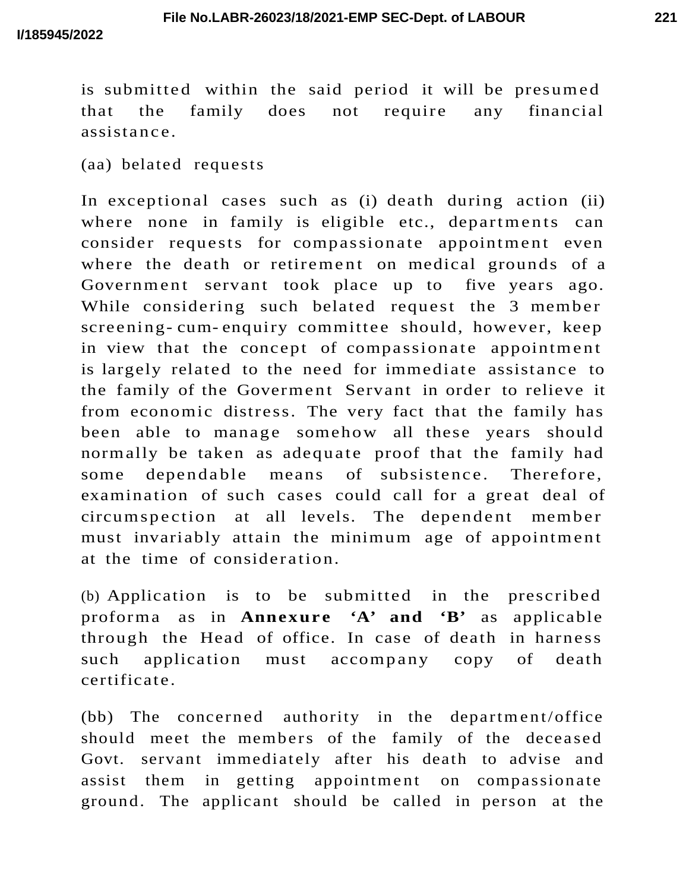is submitted within the said period it will be presumed that the family does not require any financial assistance.

(aa) belated requests

In exceptional cases such as (i) death during action (ii) where none in family is eligible etc., departments can consider requests for compassionate appointment even where the death or retirement on medical grounds of a Government servant took place up to five years ago. While considering such belated request the 3 member screening-cum-enquiry committee should, however, keep in view that the concept of compassionate appointment is largely related to the need for immediate assistance to the family of the Goverment Servant in order to relieve it from economic distress. The very fact that the family has been able to manage somehow all these years should normally be taken as adequate proof that the family had some dependable means of subsistence. Therefore, examination of such cases could call for a great deal of circumspection at all levels. The dependent member must invariably attain the minimum age of appointment at the time of consideration.

(b) Application is to be submitted in the prescribed proforma as in **Annexure 'A' and 'B'** as applicable through the Head of office. In case of death in harness such application must accompany copy of death certificate.

(bb) The concerned authority in the department/office should meet the members of the family of the deceased Govt. servant immediately after his death to advise and assist them in getting appointment on compassionate ground. The applicant should be called in person at the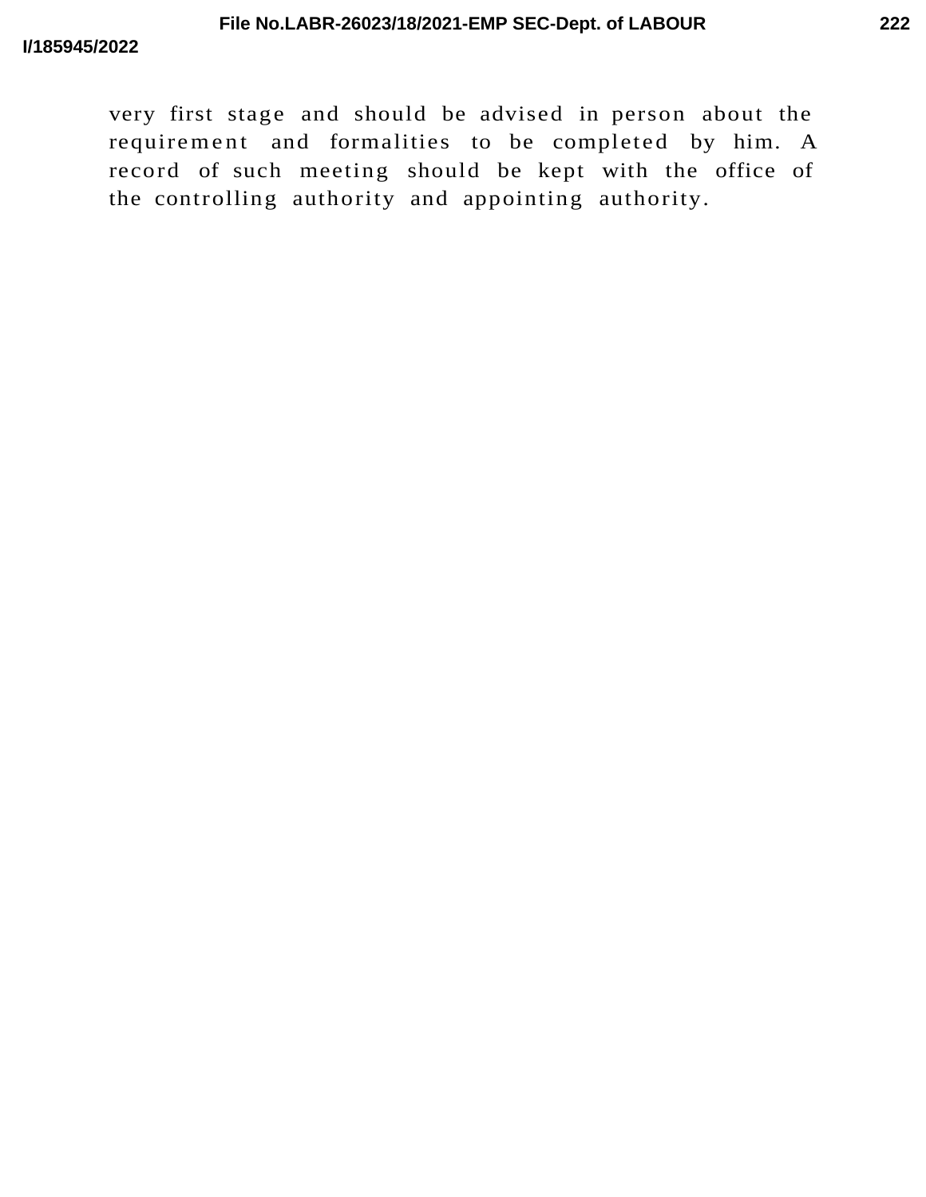very first stage and should be advised in person about the requirement and formalities to be completed by him. A record of such meeting should be kept with the office of the controlling authority and appointing authority.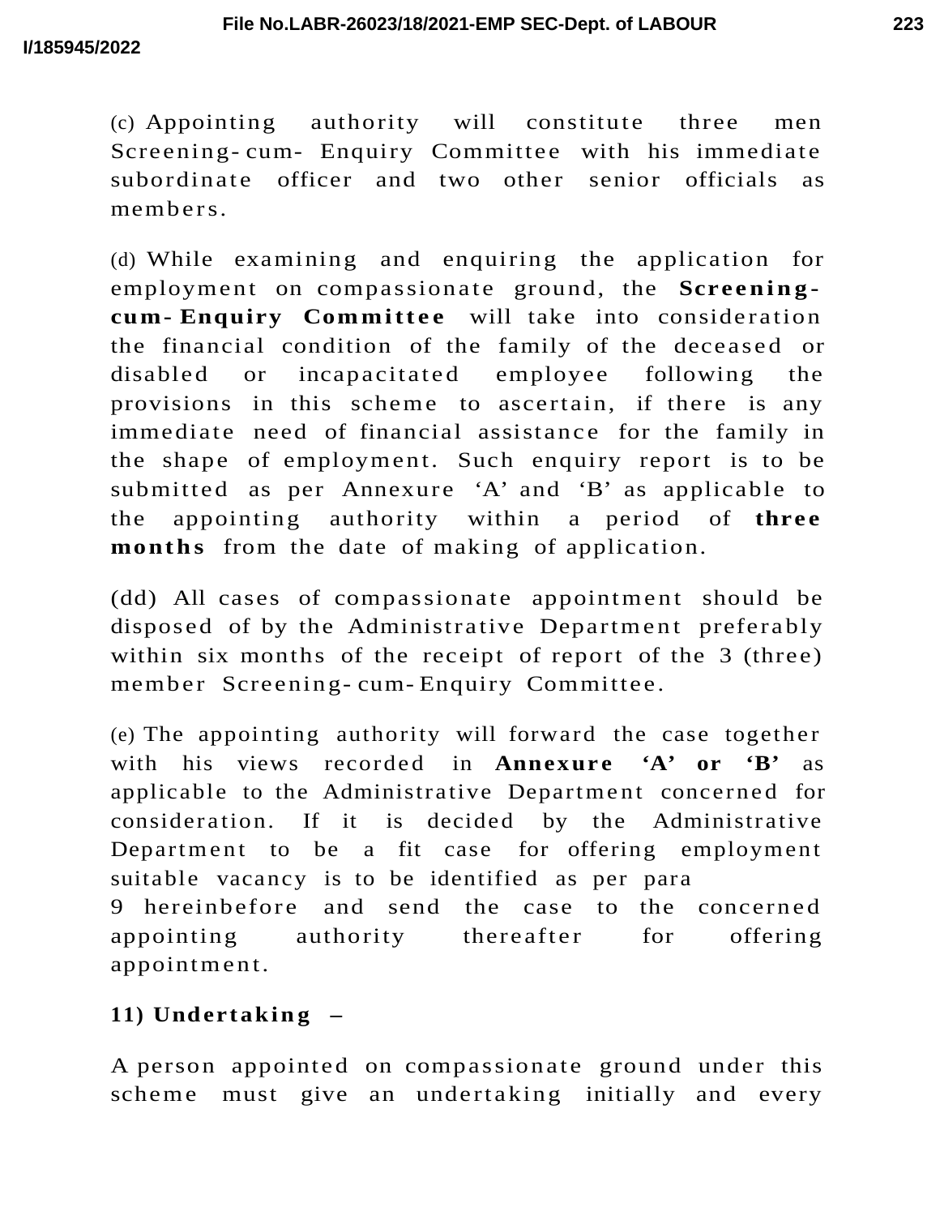(c) Appointing authority will constitute three men Screening-cum- Enquiry Committee with his immediate subordinate officer and two other senior officials as members.

(d) While examining and enquiring the application for employment on compassionate ground, the **Screening-cum-Enquiry Committee** will take into consideration the financial condition of the family of the deceased or disabled or incapacitated employee following the provisions in this scheme to ascertain, if there is any immediate need of financial assistance for the family in the shape of employment. Such enquiry report is to be submitted as per Annexure 'A' and 'B' as applicable to the appointing authority within a period of **three months** from the date of making of application.

(dd) All cases of compassionate appointment should be disposed of by the Administrative Department preferably within six months of the receipt of report of the 3 (three) member Screening-cum-Enquiry Committee.

(e) The appointing authority will forward the case together with his views recorded in **Annexure 'A' or 'B'** as applicable to the Administrative Department concerned for consideration. If it is decided by the Administrative Department to be a fit case for offering employment suitable vacancy is to be identified as per para 9 hereinbefore and send the case to the concerned appointing authority thereafter for offering appointment.

**11) Undertaking –**

A person appointed on compassionate ground under this scheme must give an undertaking initially and every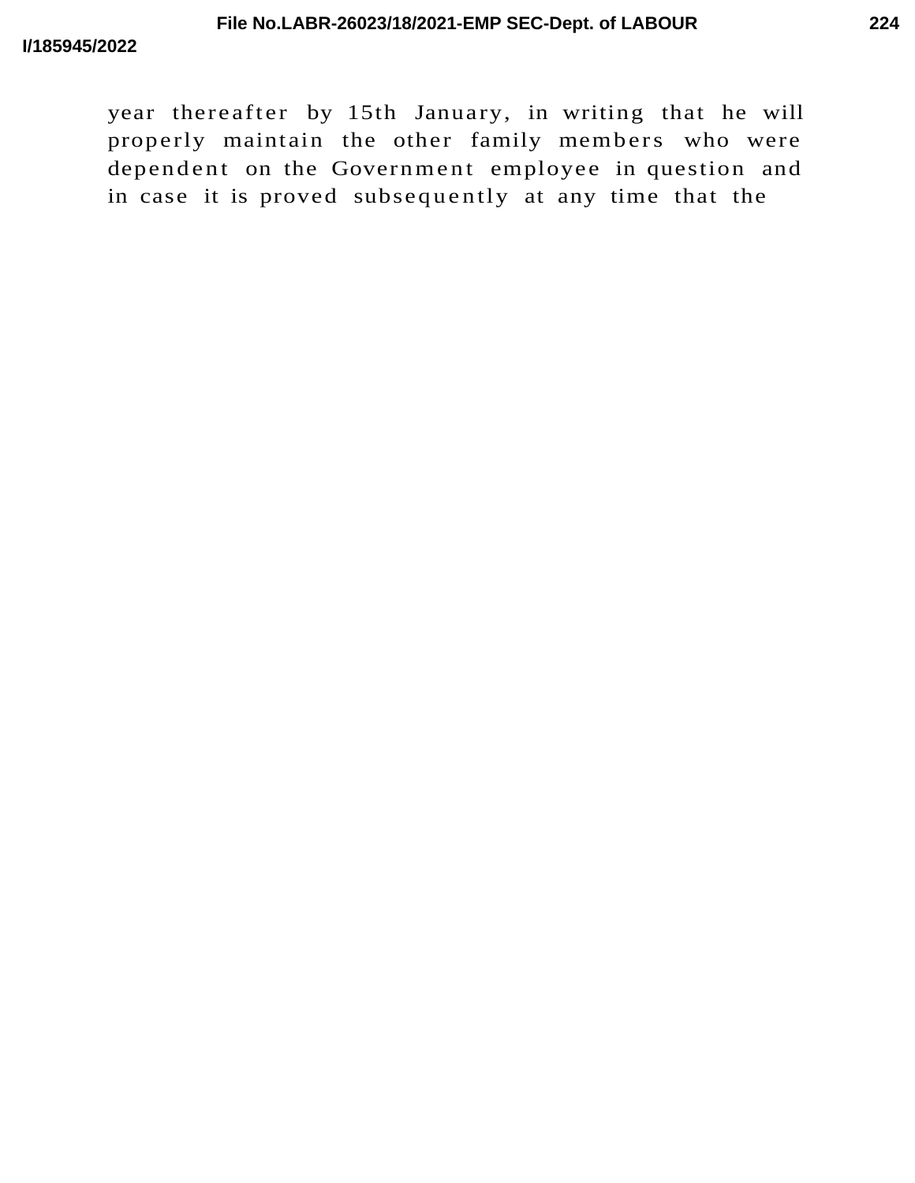year thereafter by 15th January, in writing that he will properly maintain the other family members who were dependent on the Government employee in question and in case it is proved subsequently at any time that the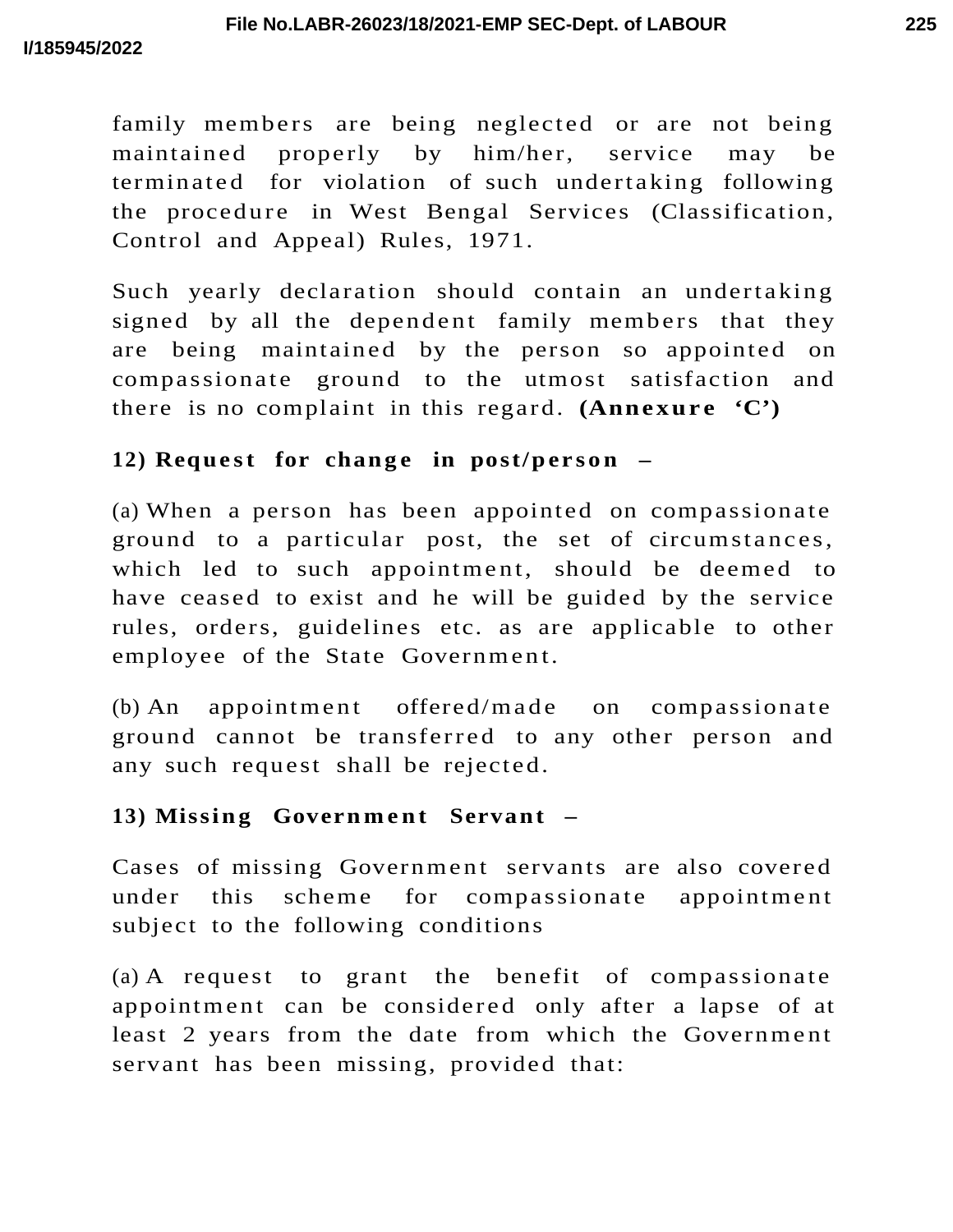family members are being neglected or are not being maintained properly by him/her, service may be terminated for violation of such undertaking following the procedure in West Bengal Services (Classification, Control and Appeal) Rules, 1971.

Such yearly declaration should contain an undertaking signed by all the dependent family members that they are being maintained by the person so appointed on compassionate ground to the utmost satisfaction and there is no complaint in this regard. **(Annexure 'C')**

**12) Request for change in post/person –**

(a) When a person has been appointed on compassionate ground to a particular post, the set of circumstances, which led to such appointment, should be deemed to have ceased to exist and he will be guided by the service rules, orders, guidelines etc. as are applicable to other employee of the State Government.

(b) An appointment offered/made on compassionate ground cannot be transferred to any other person and any such request shall be rejected.

**13) Missing Government Servant –**

Cases of missing Government servants are also covered under this scheme for compassionate appointment subject to the following conditions

(a) A request to grant the benefit of compassionate appointment can be considered only after a lapse of at least 2 years from the date from which the Government servant has been missing, provided that: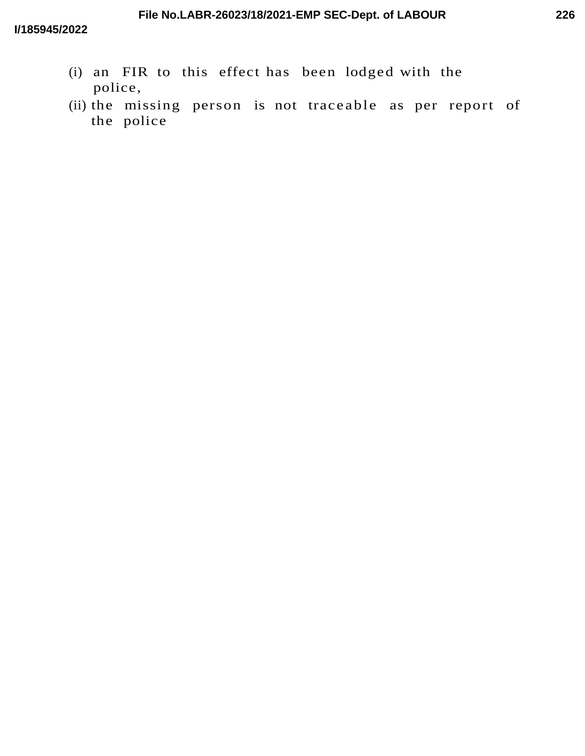(i) an FIR to this effect has been lodged with the police,

(ii) the missing person is not traceable as per report of the police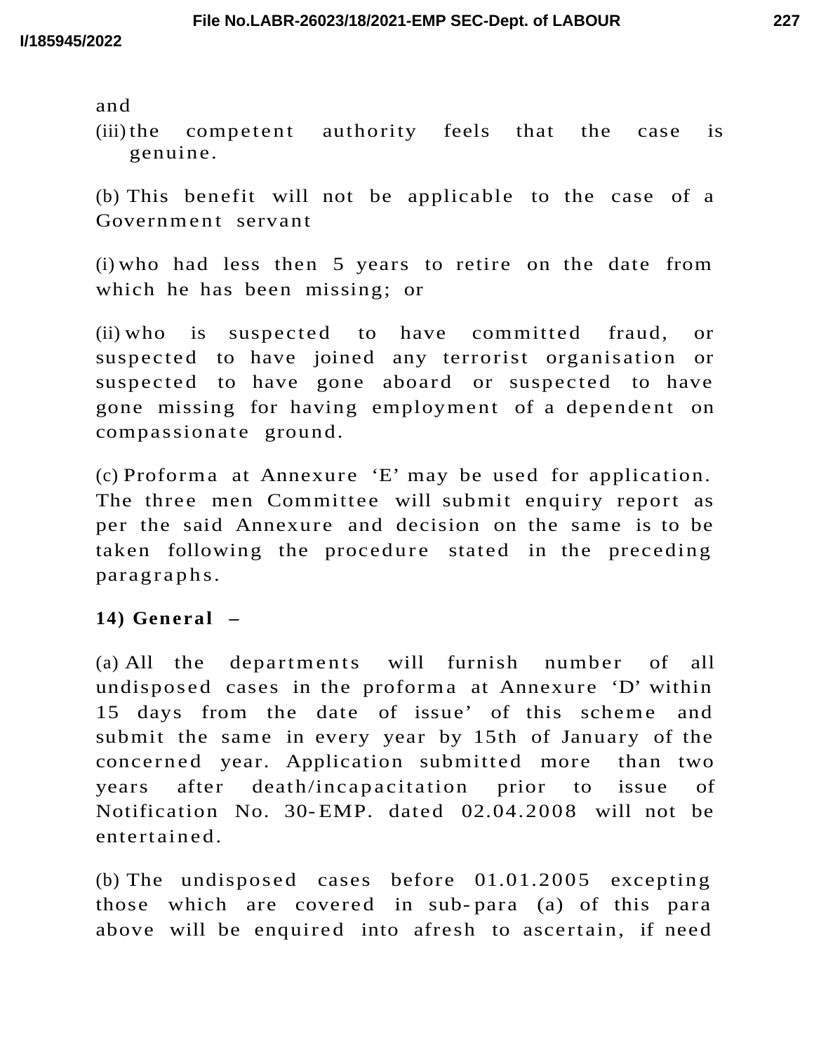and

(iii) the competent authority feels that the case is genuine.

(b) This benefit will not be applicable to the case of a Government servant

(i) who had less then 5 years to retire on the date from which he has been missing; or

(ii) who is suspected to have committed fraud, or suspected to have joined any terrorist organisation or suspected to have gone aboard or suspected to have gone missing for having employment of a dependent on compassionate ground.

(c) Proforma at Annexure 'E' may be used for application. The three men Committee will submit enquiry report as per the said Annexure and decision on the same is to be taken following the procedure stated in the preceding paragraphs.

**14) General –**

(a) All the departments will furnish number of all undisposed cases in the proforma at Annexure 'D' within 15 days from the date of issue' of this scheme and submit the same in every year by 15th of January of the concerned year. Application submitted more than two years after death/incapacitation prior to issue of Notification No. 30-EMP. dated 02.04.2008 will not be entertained.

(b) The undisposed cases before 01.01.2005 excepting those which are covered in sub-para (a) of this para above will be enquired into afresh to ascertain, if need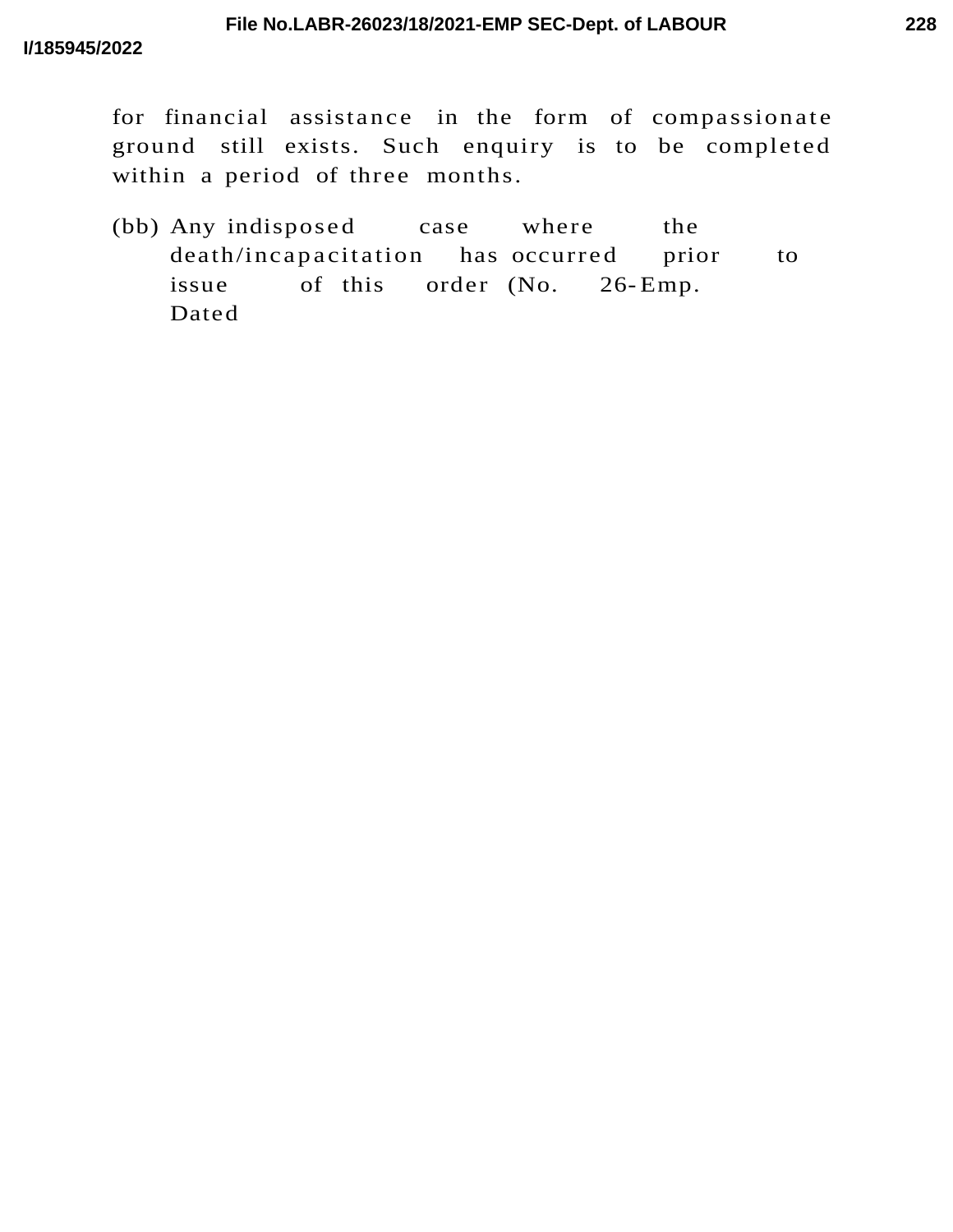for financial assistance in the form of compassionate ground still exists. Such enquiry is to be completed within a period of three months.

(bb) Any indisposed case where the death/incapacitation has occurred prior to issue of this order (No. 26-Emp. Dated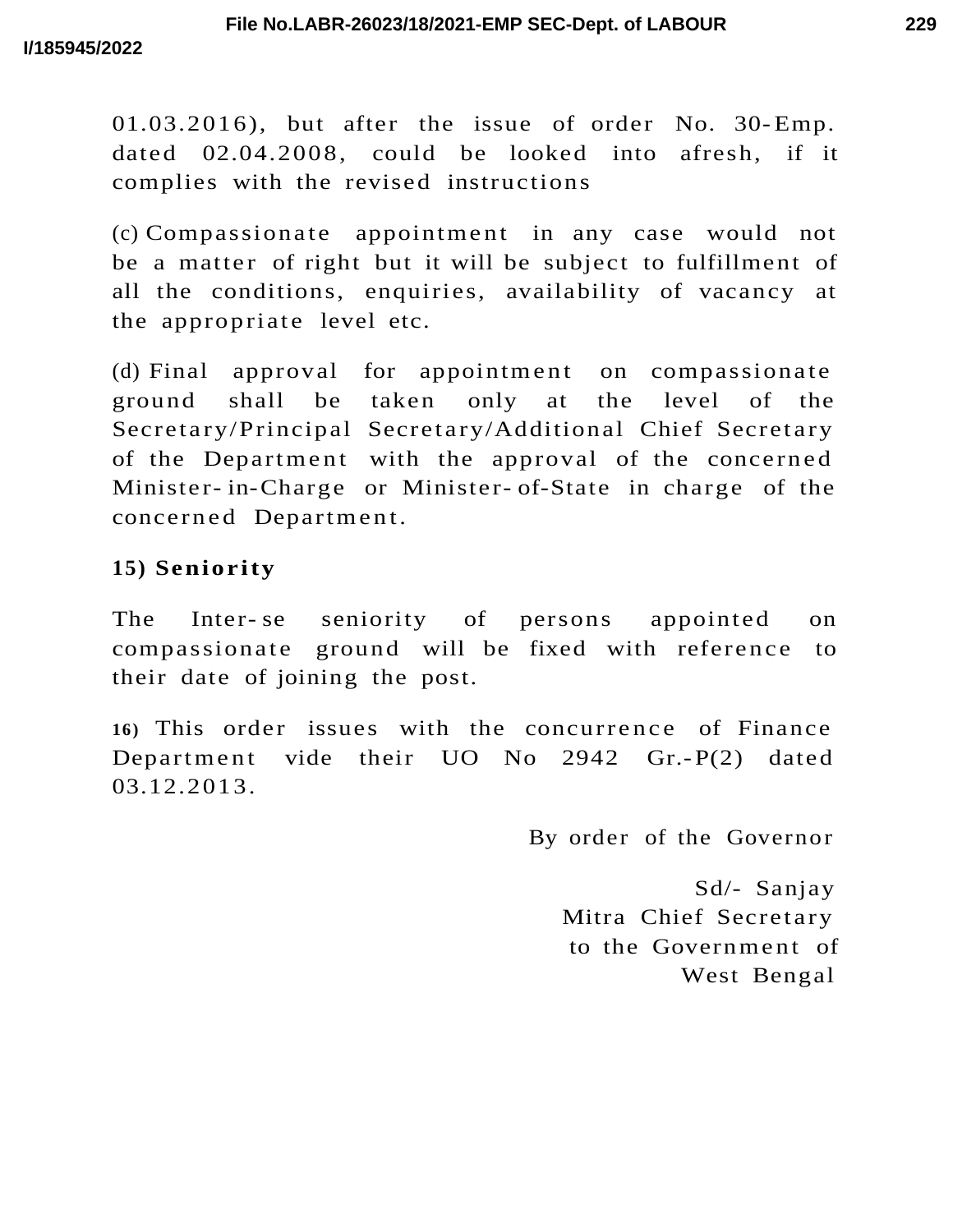01.03.2016), but after the issue of order No. 30-Emp. dated 02.04.2008, could be looked into afresh, if it complies with the revised instructions

(c) Compassionate appointment in any case would not be a matter of right but it will be subject to fulfillment of all the conditions, enquiries, availability of vacancy at the appropriate level etc.

(d) Final approval for appointment on compassionate ground shall be taken only at the level of the Secretary/Principal Secretary/Additional Chief Secretary of the Department with the approval of the concerned Minister-in-Charge or Minister-of-State in charge of the concerned Department.

**15) Seniority**

The Inter-se seniority of persons appointed on compassionate ground will be fixed with reference to their date of joining the post.

**16)** This order issues with the concurrence of Finance Department vide their UO No 2942 Gr.-P(2) dated 03.12.2013.

By order of the Governor

Sd/- Sanjay Mitra Chief Secretary to the Government of West Bengal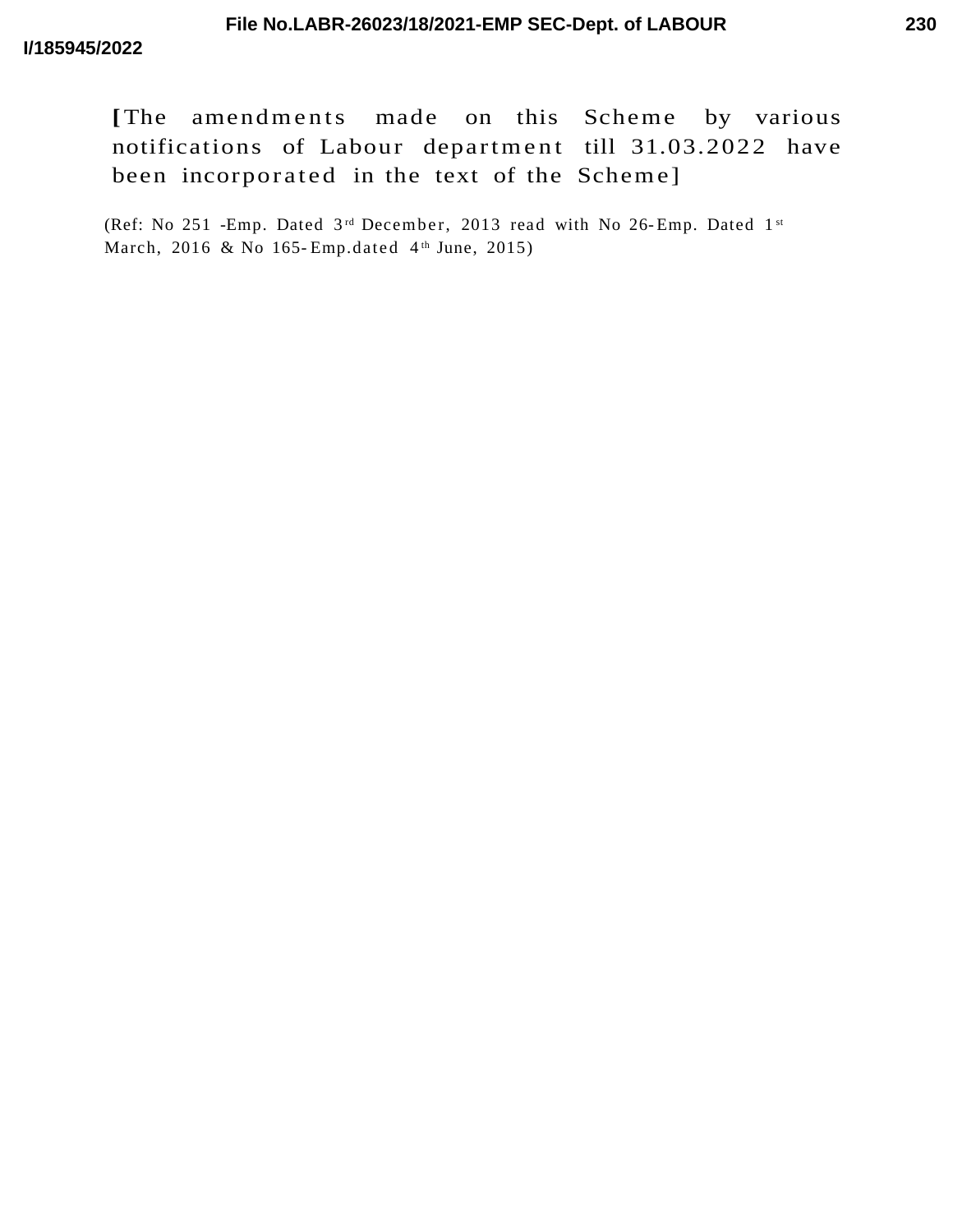[The amendments made on this Scheme by various notifications of Labour department till 31.03.2022 have been incorporated in the text of the Scheme]

(Ref: No 251 -Emp. Dated 3rd December, 2013 read with No 26-Emp. Dated 1st March, 2016 & No 165-Emp.dated 4th June, 2015)